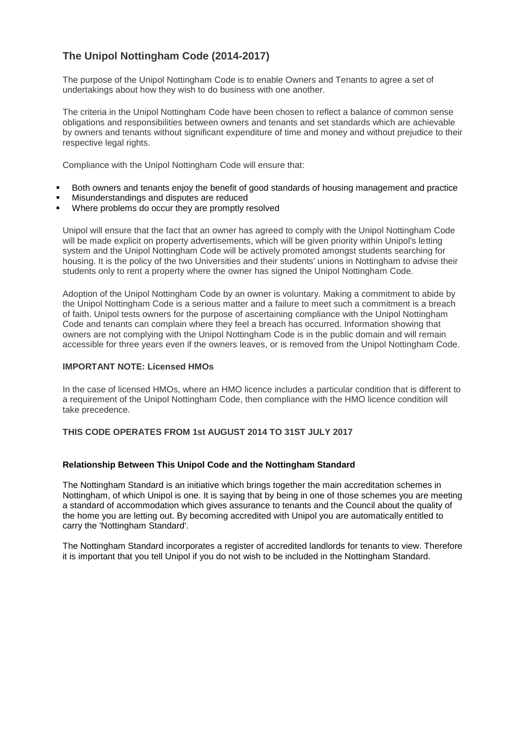# The Unipol Nottingham Code (2014-2017)

The purpose of the Unipol Nottingham Code is to enable Owners and Tenants to agree a set of undertakings about how they wish to do business with one another.

The criteria in the Unipol Nottingham Code have been chosen to reflect a balance of common sense obligations and responsibilities between owners and tenants and set standards which are achievable by owners and tenants without significant expenditure of time and money and without prejudice to their respective legal rights.

Compliance with the Unipol Nottingham Code will ensure that:

- Both owners and tenants enjoy the benefit of good standards of housing management and practice
- Misunderstandings and disputes are reduced
- Where problems do occur they are promptly resolved

Unipol will ensure that the fact that an owner has agreed to comply with the Unipol Nottingham Code will be made explicit on property advertisements, which will be given priority within Unipol's letting system and the Unipol Nottingham Code will be actively promoted amongst students searching for housing. It is the policy of the two Universities and their students' unions in Nottingham to advise their students only to rent a property where the owner has signed the Unipol Nottingham Code.

Adoption of the Unipol Nottingham Code by an owner is voluntary. Making a commitment to abide by the Unipol Nottingham Code is a serious matter and a failure to meet such a commitment is a breach of faith. Unipol tests owners for the purpose of ascertaining compliance with the Unipol Nottingham Code and tenants can complain where they feel a breach has occurred. Information showing that owners are not complying with the Unipol Nottingham Code is in the public domain and will remain accessible for three years even if the owners leaves, or is removed from the Unipol Nottingham Code.

**IMPORTANT NOTE: Licensed HMOs**

In the case of licensed HMOs, where an HMO licence includes a particular condition that is different to a requirement of the Unipol Nottingham Code, then compliance with the HMO licence condition will take precedence.

**THIS CODE OPERATES FROM 1st AUGUST 2014 TO 31ST JULY 2017**

**Relationship Between This Unipol Code and the Nottingham Standard**

The Nottingham Standard is an initiative which brings together the main accreditation schemes in Nottingham, of which Unipol is one. It is saying that by being in one of those schemes you are meeting a standard of accommodation which gives assurance to tenants and the Council about the quality of the home you are letting out. By becoming accredited with Unipol you are automatically entitled to carry the 'Nottingham Standard'.

The Nottingham Standard incorporates a register of accredited landlords for tenants to view. Therefore it is important that you tell Unipol if you do not wish to be included in the Nottingham Standard.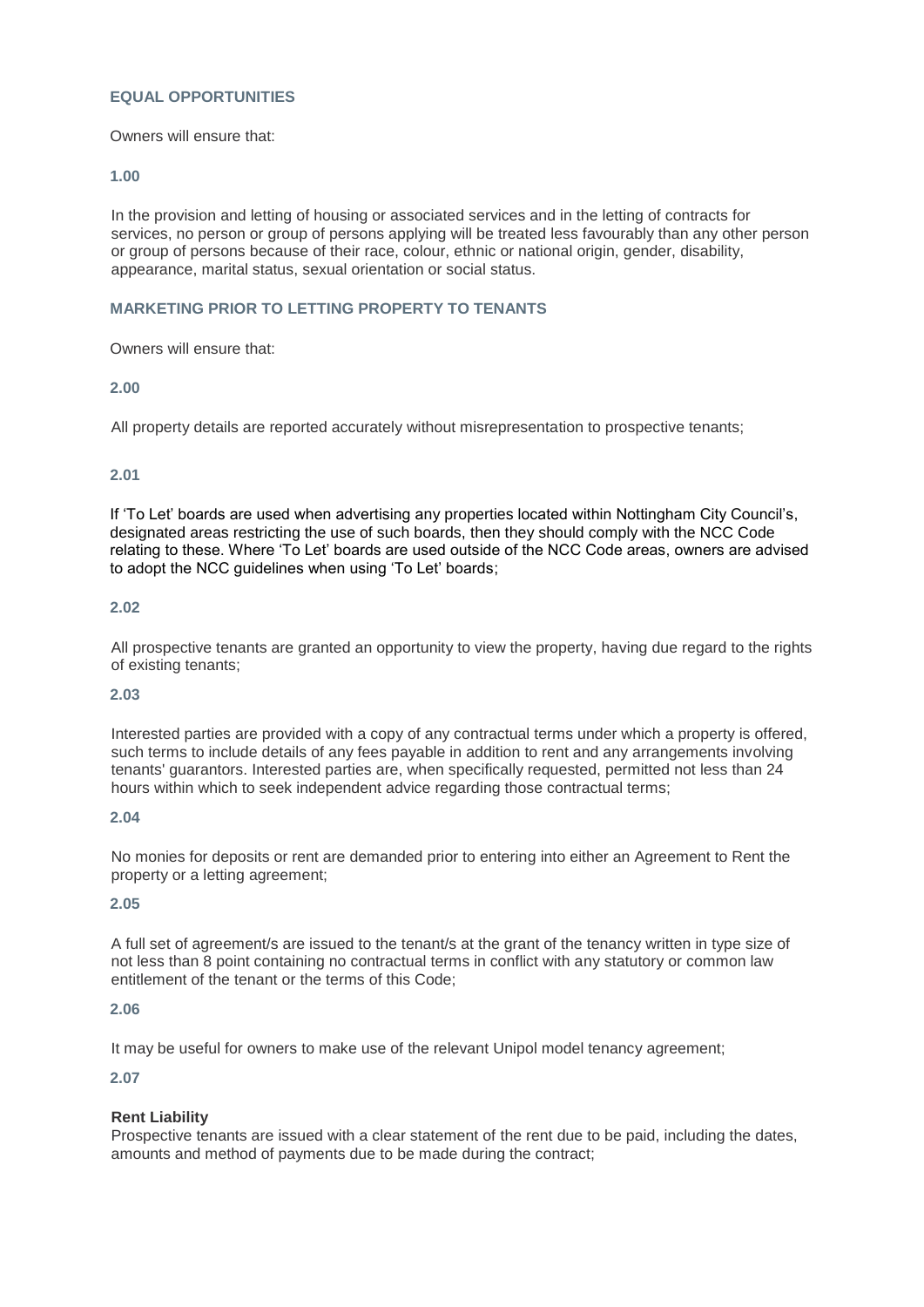## EQUAL OPPORTUNITIES

Owners will ensure that:

**1.00**

In the provision and letting of housing or associated services and in the letting of contracts for services, no person or group of persons applying will be treated less favourably than any other person or group of persons because of their race, colour, ethnic or national origin, gender, disability, appearance, marital status, sexual orientation or social status.

## MARKETING PRIOR TO LETTING PROPERTY TO TENANTS

Owners will ensure that:

**2.00**

All property details are reported accurately without misrepresentation to prospective tenants;

**2.01**

If 'To Let' boards are used when advertising any properties located within Nottingham City Council's, designated areas restricting the use of such boards, then they should comply with the NCC Code relating to these. Where 'To Let' boards are used outside of the NCC Code areas, owners are advised to adopt the NCC guidelines when using 'To Let' boards;

**2.02**

All prospective tenants are granted an opportunity to view the property, having due regard to the rights of existing tenants;

**2.03**

Interested parties are provided with a copy of any contractual terms under which a property is offered, such terms to include details of any fees payable in addition to rent and any arrangements involving tenants' guarantors. Interested parties are, when specifically requested, permitted not less than 24 hours within which to seek independent advice regarding those contractual terms;

**2.04**

No monies for deposits or rent are demanded prior to entering into either an Agreement to Rent the property or a letting agreement;

**2.05**

A full set of agreement/s are issued to the tenant/s at the grant of the tenancy written in type size of not less than 8 point containing no contractual terms in conflict with any statutory or common law entitlement of the tenant or the terms of this Code;

**2.06**

It may be useful for owners to make use of the relevant Unipol model tenancy agreement;

**2.07**

**Rent Liability**
Prospective tenants are issued with a clear statement of the rent due to be paid, including the dates, amounts and method of payments due to be made during the contract;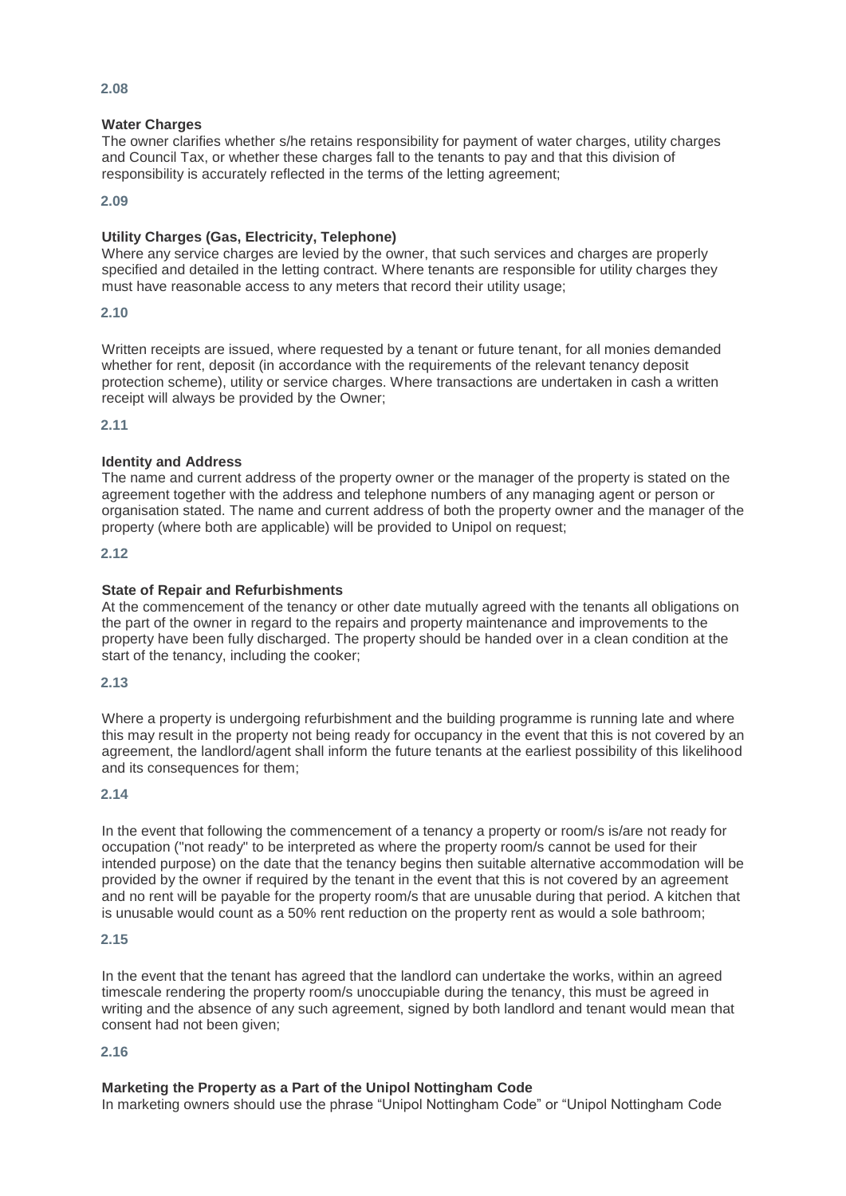**2.08**

**Water Charges**

The owner clarifies whether s/he retains responsibility for payment of water charges, utility charges and Council Tax, or whether these charges fall to the tenants to pay and that this division of responsibility is accurately reflected in the terms of the letting agreement;

**2.09**

**Utility Charges (Gas, Electricity, Telephone)**

Where any service charges are levied by the owner, that such services and charges are properly specified and detailed in the letting contract. Where tenants are responsible for utility charges they must have reasonable access to any meters that record their utility usage;

**2.10**

Written receipts are issued, where requested by a tenant or future tenant, for all monies demanded whether for rent, deposit (in accordance with the requirements of the relevant tenancy deposit protection scheme), utility or service charges. Where transactions are undertaken in cash a written receipt will always be provided by the Owner;

**2.11**

**Identity and Address**

The name and current address of the property owner or the manager of the property is stated on the agreement together with the address and telephone numbers of any managing agent or person or organisation stated. The name and current address of both the property owner and the manager of the property (where both are applicable) will be provided to Unipol on request;

**2.12**

**State of Repair and Refurbishments**

At the commencement of the tenancy or other date mutually agreed with the tenants all obligations on the part of the owner in regard to the repairs and property maintenance and improvements to the property have been fully discharged. The property should be handed over in a clean condition at the start of the tenancy, including the cooker;

**2.13**

Where a property is undergoing refurbishment and the building programme is running late and where this may result in the property not being ready for occupancy in the event that this is not covered by an agreement, the landlord/agent shall inform the future tenants at the earliest possibility of this likelihood and its consequences for them;

**2.14**

In the event that following the commencement of a tenancy a property or room/s is/are not ready for occupation ("not ready" to be interpreted as where the property room/s cannot be used for their intended purpose) on the date that the tenancy begins then suitable alternative accommodation will be provided by the owner if required by the tenant in the event that this is not covered by an agreement and no rent will be payable for the property room/s that are unusable during that period. A kitchen that is unusable would count as a 50% rent reduction on the property rent as would a sole bathroom;

**2.15**

In the event that the tenant has agreed that the landlord can undertake the works, within an agreed timescale rendering the property room/s unoccupiable during the tenancy, this must be agreed in writing and the absence of any such agreement, signed by both landlord and tenant would mean that consent had not been given;

**2.16**

**Marketing the Property as a Part of the Unipol Nottingham Code**

In marketing owners should use the phrase "Unipol Nottingham Code" or "Unipol Nottingham Code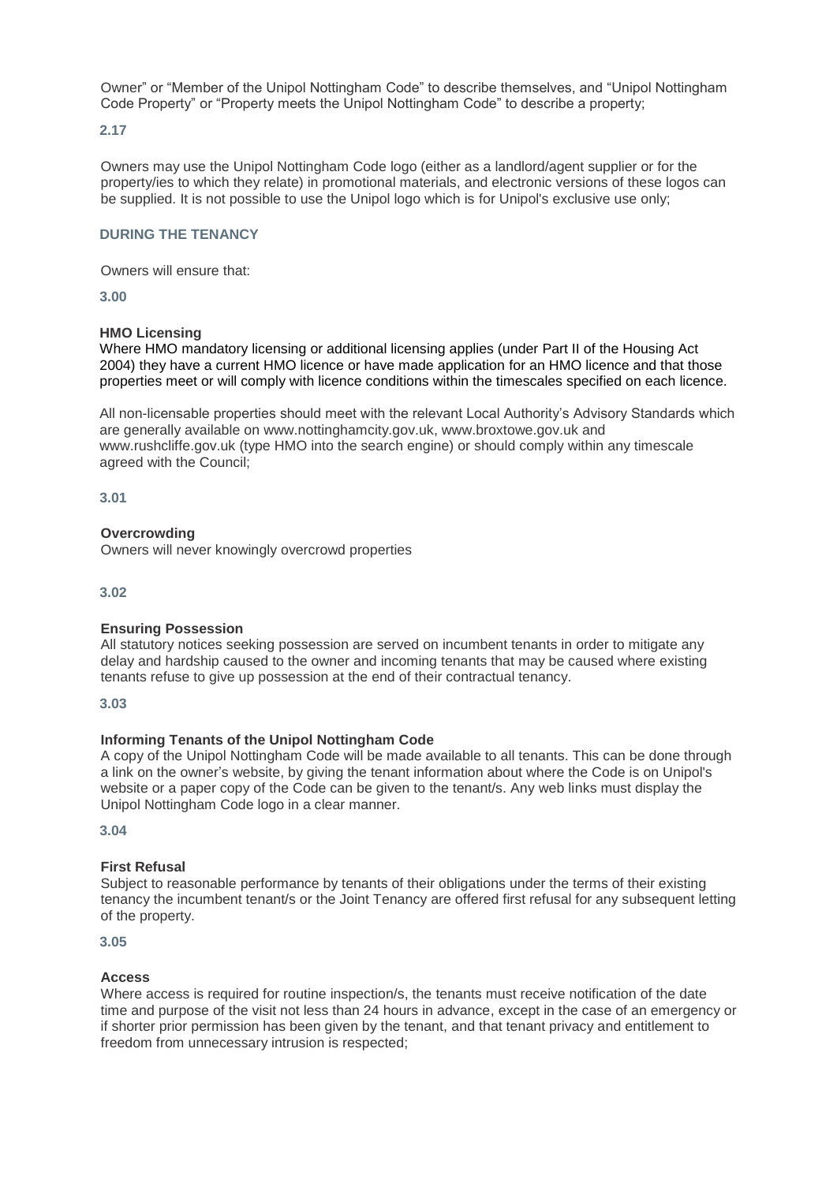Owner" or "Member of the Unipol Nottingham Code" to describe themselves, and "Unipol Nottingham Code Property" or "Property meets the Unipol Nottingham Code" to describe a property;

**2.17**

Owners may use the Unipol Nottingham Code logo (either as a landlord/agent supplier or for the property/ies to which they relate) in promotional materials, and electronic versions of these logos can be supplied. It is not possible to use the Unipol logo which is for Unipol's exclusive use only;

## DURING THE TENANCY

Owners will ensure that:

**3.00**

**HMO Licensing**

Where HMO mandatory licensing or additional licensing applies (under Part II of the Housing Act 2004) they have a current HMO licence or have made application for an HMO licence and that those properties meet or will comply with licence conditions within the timescales specified on each licence.

All non-licensable properties should meet with the relevant Local Authority's Advisory Standards which are generally available on www.nottinghamcity.gov.uk, www.broxtowe.gov.uk and www.rushcliffe.gov.uk (type HMO into the search engine) or should comply within any timescale agreed with the Council;

**3.01**

**Overcrowding**

Owners will never knowingly overcrowd properties

**3.02**

**Ensuring Possession**

All statutory notices seeking possession are served on incumbent tenants in order to mitigate any delay and hardship caused to the owner and incoming tenants that may be caused where existing tenants refuse to give up possession at the end of their contractual tenancy.

**3.03**

**Informing Tenants of the Unipol Nottingham Code**

A copy of the Unipol Nottingham Code will be made available to all tenants. This can be done through a link on the owner's website, by giving the tenant information about where the Code is on Unipol's website or a paper copy of the Code can be given to the tenant/s. Any web links must display the Unipol Nottingham Code logo in a clear manner.

**3.04**

**First Refusal**

Subject to reasonable performance by tenants of their obligations under the terms of their existing tenancy the incumbent tenant/s or the Joint Tenancy are offered first refusal for any subsequent letting of the property.

**3.05**

**Access**

Where access is required for routine inspection/s, the tenants must receive notification of the date time and purpose of the visit not less than 24 hours in advance, except in the case of an emergency or if shorter prior permission has been given by the tenant, and that tenant privacy and entitlement to freedom from unnecessary intrusion is respected;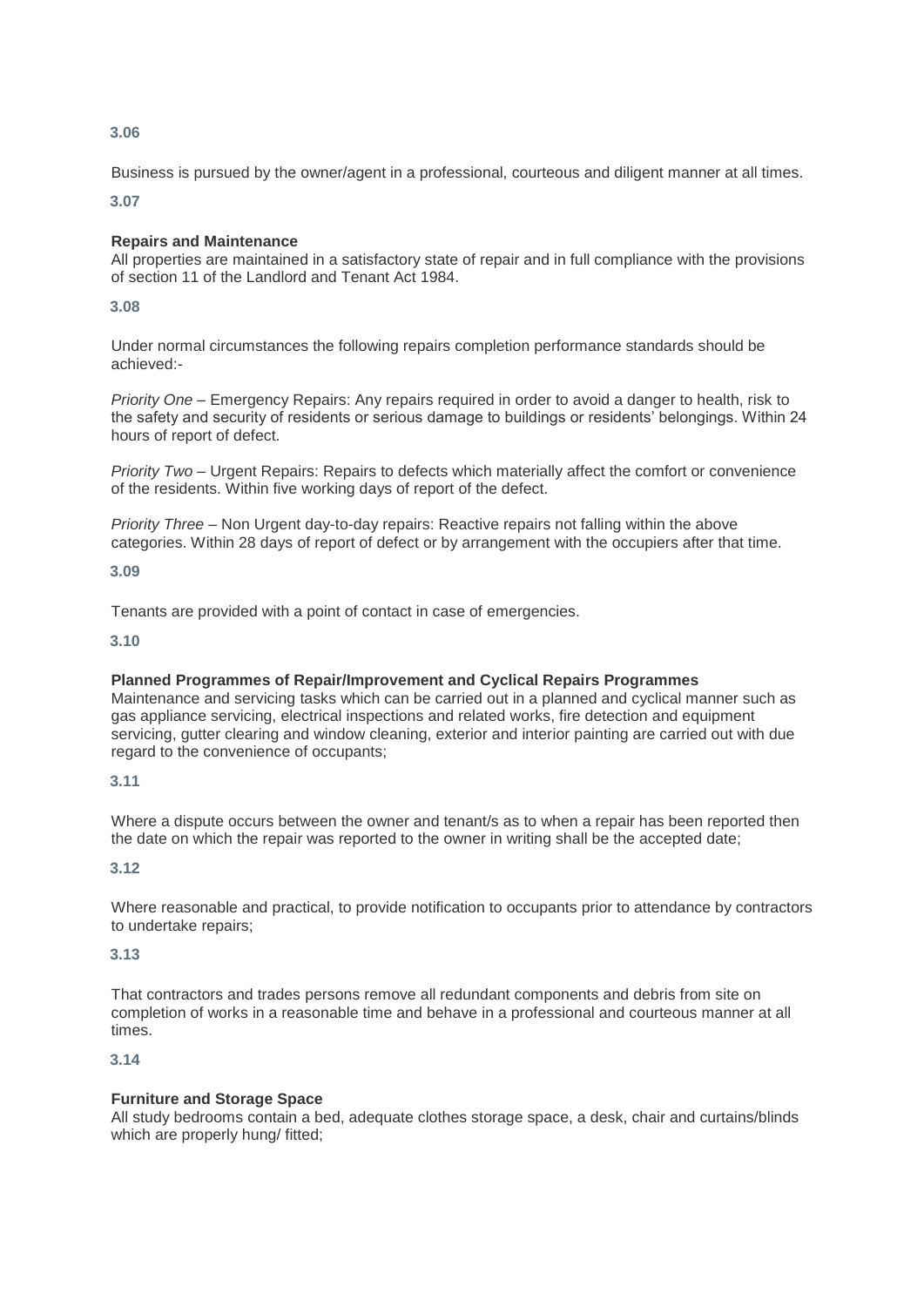**3.06**

Business is pursued by the owner/agent in a professional, courteous and diligent manner at all times.

**3.07**

**Repairs and Maintenance**
All properties are maintained in a satisfactory state of repair and in full compliance with the provisions of section 11 of the Landlord and Tenant Act 1984.

**3.08**

Under normal circumstances the following repairs completion performance standards should be achieved:-

*Priority One* – Emergency Repairs: Any repairs required in order to avoid a danger to health, risk to the safety and security of residents or serious damage to buildings or residents' belongings. Within 24 hours of report of defect.

*Priority Two* – Urgent Repairs: Repairs to defects which materially affect the comfort or convenience of the residents. Within five working days of report of the defect.

*Priority Three* – Non Urgent day-to-day repairs: Reactive repairs not falling within the above categories. Within 28 days of report of defect or by arrangement with the occupiers after that time.

**3.09**

Tenants are provided with a point of contact in case of emergencies.

**3.10**

**Planned Programmes of Repair/Improvement and Cyclical Repairs Programmes**
Maintenance and servicing tasks which can be carried out in a planned and cyclical manner such as gas appliance servicing, electrical inspections and related works, fire detection and equipment servicing, gutter clearing and window cleaning, exterior and interior painting are carried out with due regard to the convenience of occupants;

**3.11**

Where a dispute occurs between the owner and tenant/s as to when a repair has been reported then the date on which the repair was reported to the owner in writing shall be the accepted date;

**3.12**

Where reasonable and practical, to provide notification to occupants prior to attendance by contractors to undertake repairs;

**3.13**

That contractors and trades persons remove all redundant components and debris from site on completion of works in a reasonable time and behave in a professional and courteous manner at all times.

**3.14**

**Furniture and Storage Space**
All study bedrooms contain a bed, adequate clothes storage space, a desk, chair and curtains/blinds which are properly hung/ fitted;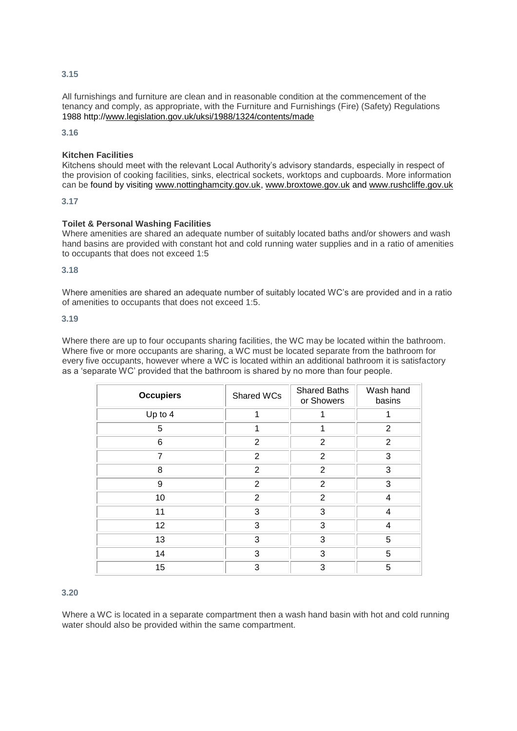**3.15**

All furnishings and furniture are clean and in reasonable condition at the commencement of the tenancy and comply, as appropriate, with the Furniture and Furnishings (Fire) (Safety) Regulations 1988 http://www.legislation.gov.uk/uksi/1988/1324/contents/made

**3.16**

**Kitchen Facilities**
Kitchens should meet with the relevant Local Authority's advisory standards, especially in respect of the provision of cooking facilities, sinks, electrical sockets, worktops and cupboards. More information can be found by visiting www.nottinghamcity.gov.uk, www.broxtowe.gov.uk and www.rushcliffe.gov.uk

**3.17**

**Toilet & Personal Washing Facilities**
Where amenities are shared an adequate number of suitably located baths and/or showers and wash hand basins are provided with constant hot and cold running water supplies and in a ratio of amenities to occupants that does not exceed 1:5

**3.18**

Where amenities are shared an adequate number of suitably located WC's are provided and in a ratio of amenities to occupants that does not exceed 1:5.

**3.19**

Where there are up to four occupants sharing facilities, the WC may be located within the bathroom. Where five or more occupants are sharing, a WC must be located separate from the bathroom for every five occupants, however where a WC is located within an additional bathroom it is satisfactory as a 'separate WC' provided that the bathroom is shared by no more than four people.

| **Occupiers** | Shared WCs | Shared Baths or Showers | Wash hand basins |
|---|---|---|---|
| Up to 4 | 1 | 1 | 1 |
| 5 | 1 | 1 | 2 |
| 6 | 2 | 2 | 2 |
| 7 | 2 | 2 | 3 |
| 8 | 2 | 2 | 3 |
| 9 | 2 | 2 | 3 |
| 10 | 2 | 2 | 4 |
| 11 | 3 | 3 | 4 |
| 12 | 3 | 3 | 4 |
| 13 | 3 | 3 | 5 |
| 14 | 3 | 3 | 5 |
| 15 | 3 | 3 | 5 |

**3.20**

Where a WC is located in a separate compartment then a wash hand basin with hot and cold running water should also be provided within the same compartment.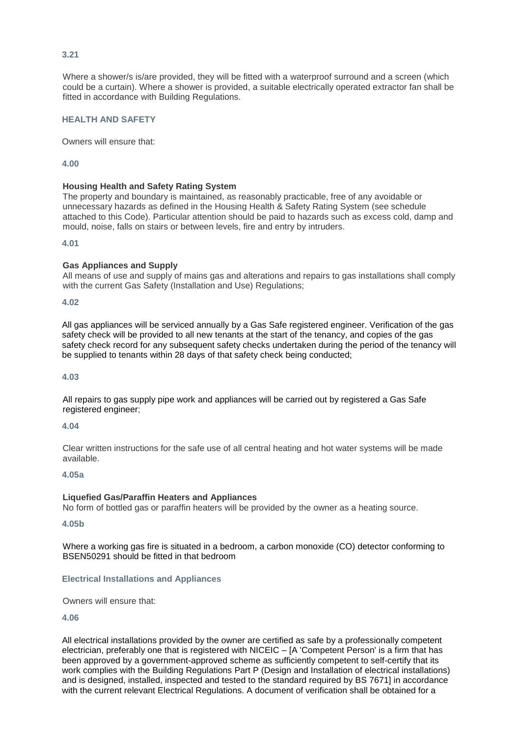**3.21**

Where a shower/s is/are provided, they will be fitted with a waterproof surround and a screen (which could be a curtain). Where a shower is provided, a suitable electrically operated extractor fan shall be fitted in accordance with Building Regulations.

## HEALTH AND SAFETY

Owners will ensure that:

**4.00**

**Housing Health and Safety Rating System**
The property and boundary is maintained, as reasonably practicable, free of any avoidable or unnecessary hazards as defined in the Housing Health & Safety Rating System (see schedule attached to this Code). Particular attention should be paid to hazards such as excess cold, damp and mould, noise, falls on stairs or between levels, fire and entry by intruders.

**4.01**

**Gas Appliances and Supply**
All means of use and supply of mains gas and alterations and repairs to gas installations shall comply with the current Gas Safety (Installation and Use) Regulations;

**4.02**

All gas appliances will be serviced annually by a Gas Safe registered engineer. Verification of the gas safety check will be provided to all new tenants at the start of the tenancy, and copies of the gas safety check record for any subsequent safety checks undertaken during the period of the tenancy will be supplied to tenants within 28 days of that safety check being conducted;

**4.03**

All repairs to gas supply pipe work and appliances will be carried out by registered a Gas Safe registered engineer;

**4.04**

Clear written instructions for the safe use of all central heating and hot water systems will be made available.

**4.05a**

**Liquefied Gas/Paraffin Heaters and Appliances**
No form of bottled gas or paraffin heaters will be provided by the owner as a heating source.

**4.05b**

Where a working gas fire is situated in a bedroom, a carbon monoxide (CO) detector conforming to BSEN50291 should be fitted in that bedroom

## Electrical Installations and Appliances

Owners will ensure that:

**4.06**

All electrical installations provided by the owner are certified as safe by a professionally competent electrician, preferably one that is registered with NICEIC – [A 'Competent Person' is a firm that has been approved by a government-approved scheme as sufficiently competent to self-certify that its work complies with the Building Regulations Part P (Design and Installation of electrical installations) and is designed, installed, inspected and tested to the standard required by BS 7671] in accordance with the current relevant Electrical Regulations. A document of verification shall be obtained for a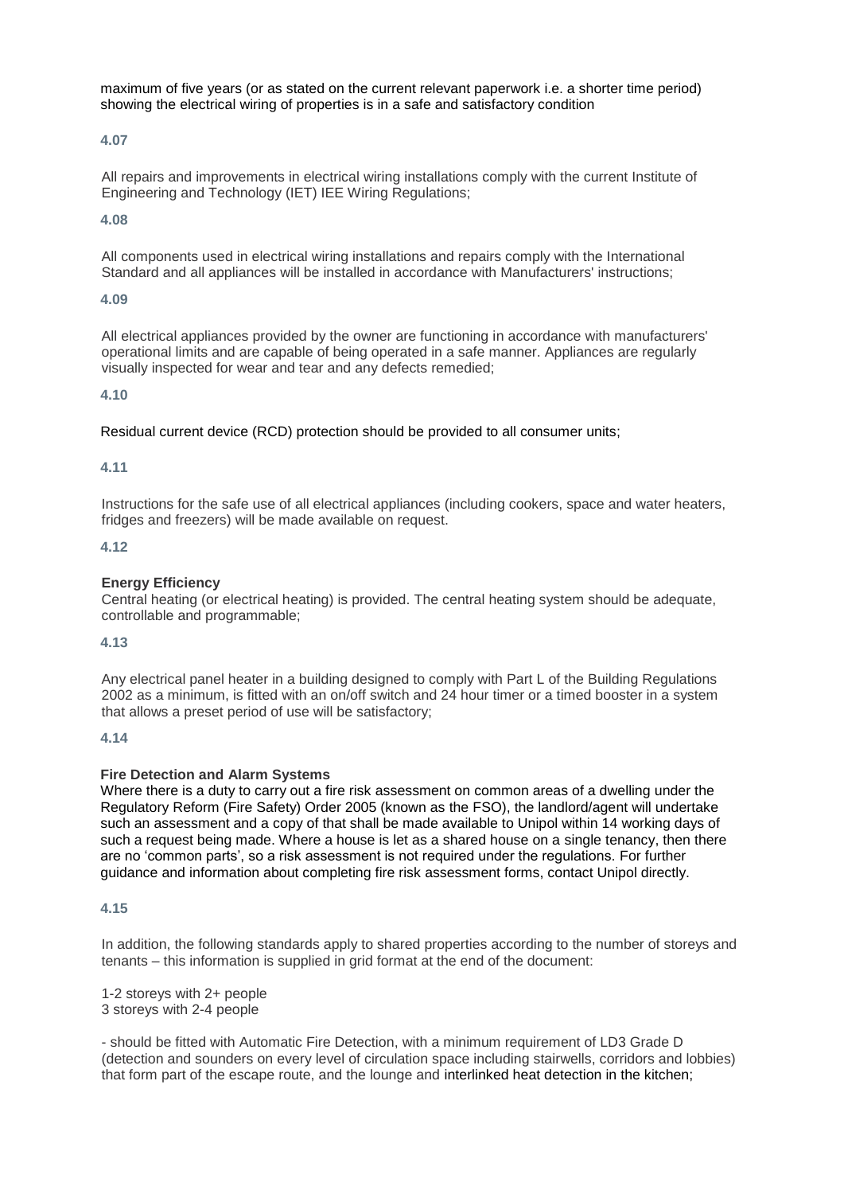maximum of five years (or as stated on the current relevant paperwork i.e. a shorter time period) showing the electrical wiring of properties is in a safe and satisfactory condition

**4.07**

All repairs and improvements in electrical wiring installations comply with the current Institute of Engineering and Technology (IET) IEE Wiring Regulations;

**4.08**

All components used in electrical wiring installations and repairs comply with the International Standard and all appliances will be installed in accordance with Manufacturers' instructions;

**4.09**

All electrical appliances provided by the owner are functioning in accordance with manufacturers' operational limits and are capable of being operated in a safe manner. Appliances are regularly visually inspected for wear and tear and any defects remedied;

**4.10**

Residual current device (RCD) protection should be provided to all consumer units;

**4.11**

Instructions for the safe use of all electrical appliances (including cookers, space and water heaters, fridges and freezers) will be made available on request.

**4.12**

**Energy Efficiency**
Central heating (or electrical heating) is provided. The central heating system should be adequate, controllable and programmable;

**4.13**

Any electrical panel heater in a building designed to comply with Part L of the Building Regulations 2002 as a minimum, is fitted with an on/off switch and 24 hour timer or a timed booster in a system that allows a preset period of use will be satisfactory;

**4.14**

**Fire Detection and Alarm Systems**
Where there is a duty to carry out a fire risk assessment on common areas of a dwelling under the Regulatory Reform (Fire Safety) Order 2005 (known as the FSO), the landlord/agent will undertake such an assessment and a copy of that shall be made available to Unipol within 14 working days of such a request being made. Where a house is let as a shared house on a single tenancy, then there are no 'common parts', so a risk assessment is not required under the regulations. For further guidance and information about completing fire risk assessment forms, contact Unipol directly.

**4.15**

In addition, the following standards apply to shared properties according to the number of storeys and tenants – this information is supplied in grid format at the end of the document:

1-2 storeys with 2+ people
3 storeys with 2-4 people

- should be fitted with Automatic Fire Detection, with a minimum requirement of LD3 Grade D (detection and sounders on every level of circulation space including stairwells, corridors and lobbies) that form part of the escape route, and the lounge and interlinked heat detection in the kitchen;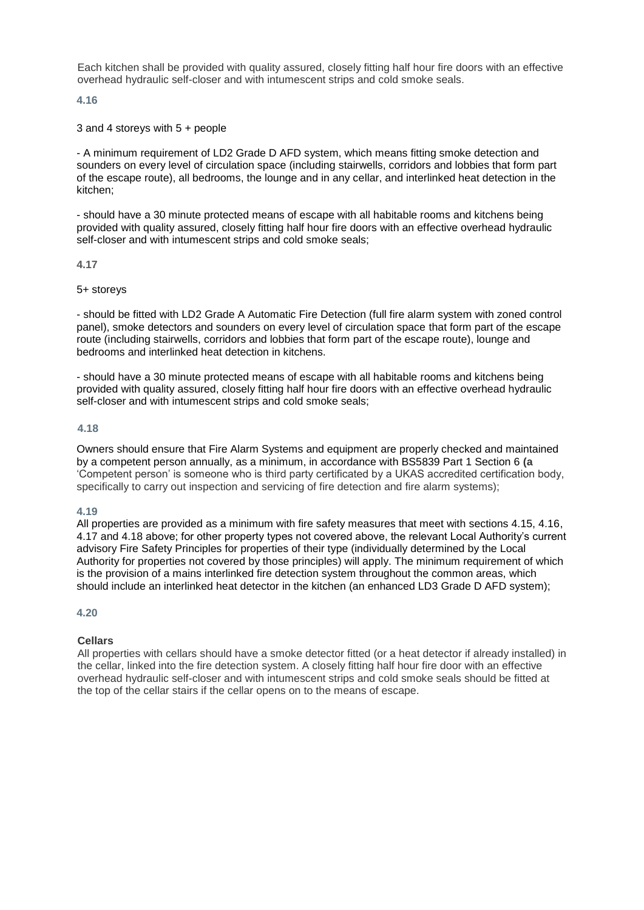Each kitchen shall be provided with quality assured, closely fitting half hour fire doors with an effective overhead hydraulic self-closer and with intumescent strips and cold smoke seals.

**4.16**

3 and 4 storeys with 5 + people

- A minimum requirement of LD2 Grade D AFD system, which means fitting smoke detection and sounders on every level of circulation space (including stairwells, corridors and lobbies that form part of the escape route), all bedrooms, the lounge and in any cellar, and interlinked heat detection in the kitchen;

- should have a 30 minute protected means of escape with all habitable rooms and kitchens being provided with quality assured, closely fitting half hour fire doors with an effective overhead hydraulic self-closer and with intumescent strips and cold smoke seals;

**4.17**

5+ storeys

- should be fitted with LD2 Grade A Automatic Fire Detection (full fire alarm system with zoned control panel), smoke detectors and sounders on every level of circulation space that form part of the escape route (including stairwells, corridors and lobbies that form part of the escape route), lounge and bedrooms and interlinked heat detection in kitchens.

- should have a 30 minute protected means of escape with all habitable rooms and kitchens being provided with quality assured, closely fitting half hour fire doors with an effective overhead hydraulic self-closer and with intumescent strips and cold smoke seals;

**4.18**

Owners should ensure that Fire Alarm Systems and equipment are properly checked and maintained by a competent person annually, as a minimum, in accordance with BS5839 Part 1 Section 6 **(a** 'Competent person' is someone who is third party certificated by a UKAS accredited certification body, specifically to carry out inspection and servicing of fire detection and fire alarm systems);

**4.19**

All properties are provided as a minimum with fire safety measures that meet with sections 4.15, 4.16, 4.17 and 4.18 above; for other property types not covered above, the relevant Local Authority's current advisory Fire Safety Principles for properties of their type (individually determined by the Local Authority for properties not covered by those principles) will apply. The minimum requirement of which is the provision of a mains interlinked fire detection system throughout the common areas, which should include an interlinked heat detector in the kitchen (an enhanced LD3 Grade D AFD system);

**4.20**

**Cellars**

All properties with cellars should have a smoke detector fitted (or a heat detector if already installed) in the cellar, linked into the fire detection system. A closely fitting half hour fire door with an effective overhead hydraulic self-closer and with intumescent strips and cold smoke seals should be fitted at the top of the cellar stairs if the cellar opens on to the means of escape.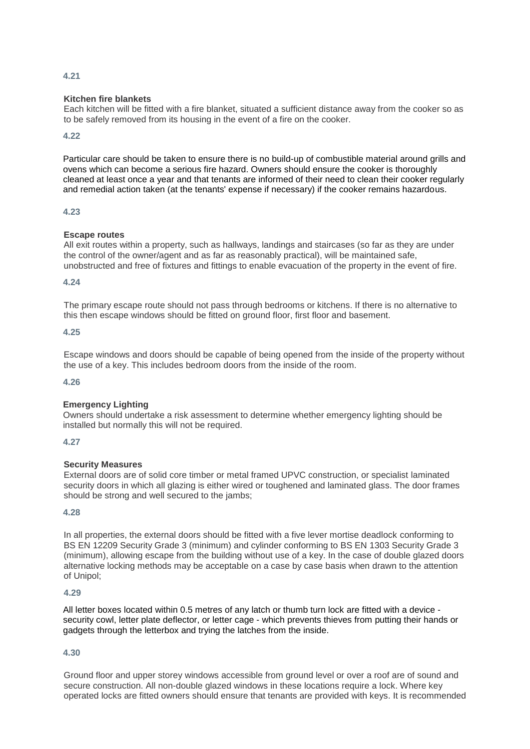**4.21**

**Kitchen fire blankets**

Each kitchen will be fitted with a fire blanket, situated a sufficient distance away from the cooker so as to be safely removed from its housing in the event of a fire on the cooker.

**4.22**

Particular care should be taken to ensure there is no build-up of combustible material around grills and ovens which can become a serious fire hazard. Owners should ensure the cooker is thoroughly cleaned at least once a year and that tenants are informed of their need to clean their cooker regularly and remedial action taken (at the tenants' expense if necessary) if the cooker remains hazardous.

**4.23**

**Escape routes**

All exit routes within a property, such as hallways, landings and staircases (so far as they are under the control of the owner/agent and as far as reasonably practical), will be maintained safe, unobstructed and free of fixtures and fittings to enable evacuation of the property in the event of fire.

**4.24**

The primary escape route should not pass through bedrooms or kitchens. If there is no alternative to this then escape windows should be fitted on ground floor, first floor and basement.

**4.25**

Escape windows and doors should be capable of being opened from the inside of the property without the use of a key. This includes bedroom doors from the inside of the room.

**4.26**

**Emergency Lighting**

Owners should undertake a risk assessment to determine whether emergency lighting should be installed but normally this will not be required.

**4.27**

**Security Measures**

External doors are of solid core timber or metal framed UPVC construction, or specialist laminated security doors in which all glazing is either wired or toughened and laminated glass. The door frames should be strong and well secured to the jambs;

**4.28**

In all properties, the external doors should be fitted with a five lever mortise deadlock conforming to BS EN 12209 Security Grade 3 (minimum) and cylinder conforming to BS EN 1303 Security Grade 3 (minimum), allowing escape from the building without use of a key. In the case of double glazed doors alternative locking methods may be acceptable on a case by case basis when drawn to the attention of Unipol;

**4.29**

All letter boxes located within 0.5 metres of any latch or thumb turn lock are fitted with a device - security cowl, letter plate deflector, or letter cage - which prevents thieves from putting their hands or gadgets through the letterbox and trying the latches from the inside.

**4.30**

Ground floor and upper storey windows accessible from ground level or over a roof are of sound and secure construction. All non-double glazed windows in these locations require a lock. Where key operated locks are fitted owners should ensure that tenants are provided with keys. It is recommended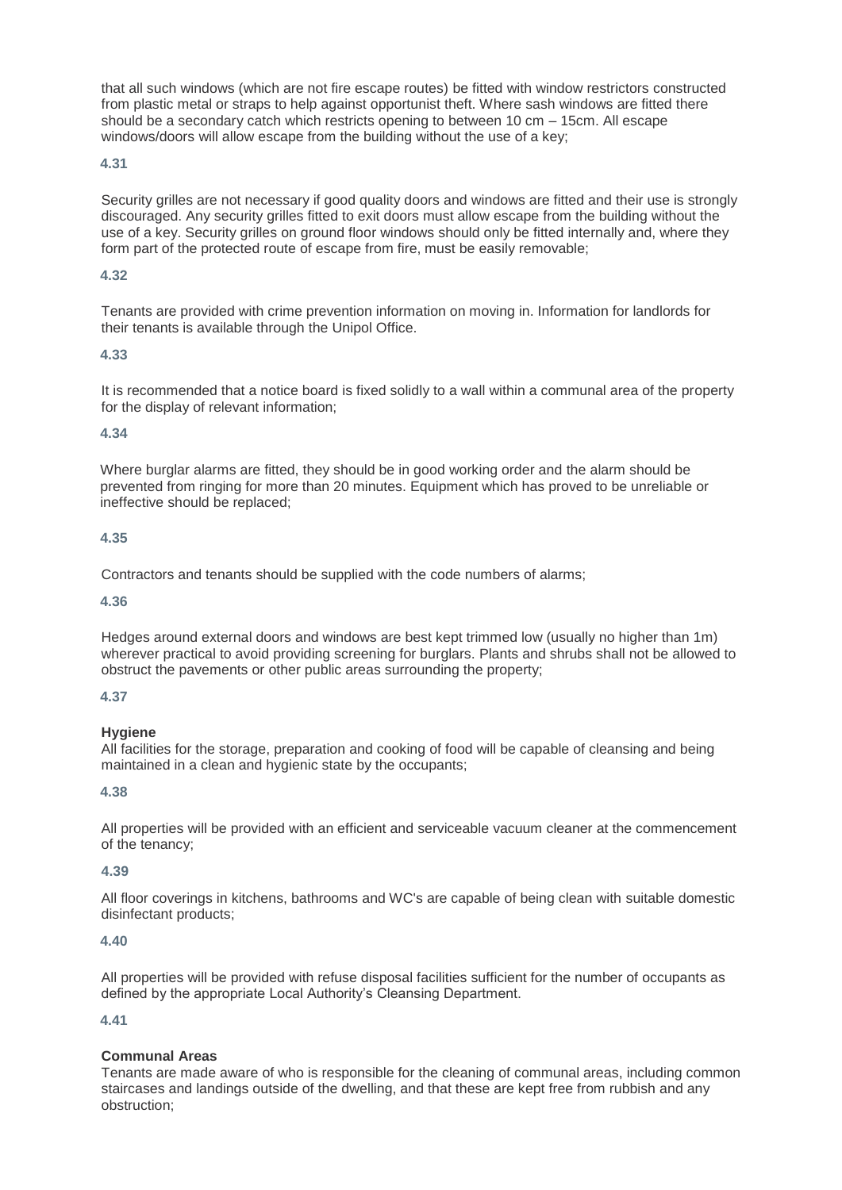that all such windows (which are not fire escape routes) be fitted with window restrictors constructed from plastic metal or straps to help against opportunist theft. Where sash windows are fitted there should be a secondary catch which restricts opening to between 10 cm – 15cm. All escape windows/doors will allow escape from the building without the use of a key;

**4.31**

Security grilles are not necessary if good quality doors and windows are fitted and their use is strongly discouraged. Any security grilles fitted to exit doors must allow escape from the building without the use of a key. Security grilles on ground floor windows should only be fitted internally and, where they form part of the protected route of escape from fire, must be easily removable;

**4.32**

Tenants are provided with crime prevention information on moving in. Information for landlords for their tenants is available through the Unipol Office.

**4.33**

It is recommended that a notice board is fixed solidly to a wall within a communal area of the property for the display of relevant information;

**4.34**

Where burglar alarms are fitted, they should be in good working order and the alarm should be prevented from ringing for more than 20 minutes. Equipment which has proved to be unreliable or ineffective should be replaced;

**4.35**

Contractors and tenants should be supplied with the code numbers of alarms;

**4.36**

Hedges around external doors and windows are best kept trimmed low (usually no higher than 1m) wherever practical to avoid providing screening for burglars. Plants and shrubs shall not be allowed to obstruct the pavements or other public areas surrounding the property;

**4.37**

**Hygiene**

All facilities for the storage, preparation and cooking of food will be capable of cleansing and being maintained in a clean and hygienic state by the occupants;

**4.38**

All properties will be provided with an efficient and serviceable vacuum cleaner at the commencement of the tenancy;

**4.39**

All floor coverings in kitchens, bathrooms and WC's are capable of being clean with suitable domestic disinfectant products;

**4.40**

All properties will be provided with refuse disposal facilities sufficient for the number of occupants as defined by the appropriate Local Authority's Cleansing Department.

**4.41**

**Communal Areas**

Tenants are made aware of who is responsible for the cleaning of communal areas, including common staircases and landings outside of the dwelling, and that these are kept free from rubbish and any obstruction;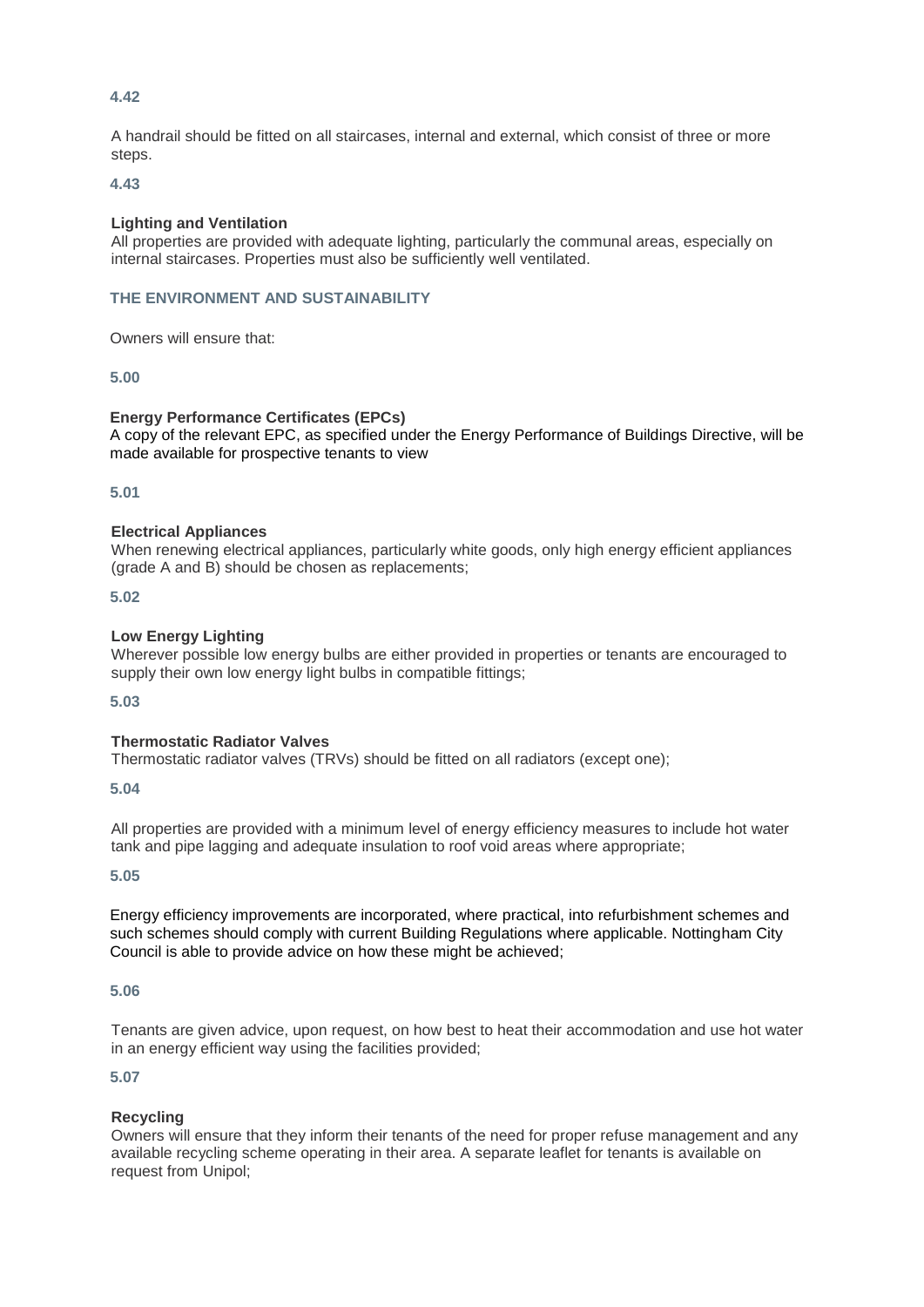**4.42**

A handrail should be fitted on all staircases, internal and external, which consist of three or more steps.

**4.43**

**Lighting and Ventilation**
All properties are provided with adequate lighting, particularly the communal areas, especially on internal staircases. Properties must also be sufficiently well ventilated.

## THE ENVIRONMENT AND SUSTAINABILITY

Owners will ensure that:

**5.00**

**Energy Performance Certificates (EPCs)**
A copy of the relevant EPC, as specified under the Energy Performance of Buildings Directive, will be made available for prospective tenants to view

**5.01**

**Electrical Appliances**
When renewing electrical appliances, particularly white goods, only high energy efficient appliances (grade A and B) should be chosen as replacements;

**5.02**

**Low Energy Lighting**
Wherever possible low energy bulbs are either provided in properties or tenants are encouraged to supply their own low energy light bulbs in compatible fittings;

**5.03**

**Thermostatic Radiator Valves**
Thermostatic radiator valves (TRVs) should be fitted on all radiators (except one);

**5.04**

All properties are provided with a minimum level of energy efficiency measures to include hot water tank and pipe lagging and adequate insulation to roof void areas where appropriate;

**5.05**

Energy efficiency improvements are incorporated, where practical, into refurbishment schemes and such schemes should comply with current Building Regulations where applicable. Nottingham City Council is able to provide advice on how these might be achieved;

**5.06**

Tenants are given advice, upon request, on how best to heat their accommodation and use hot water in an energy efficient way using the facilities provided;

**5.07**

**Recycling**
Owners will ensure that they inform their tenants of the need for proper refuse management and any available recycling scheme operating in their area. A separate leaflet for tenants is available on request from Unipol;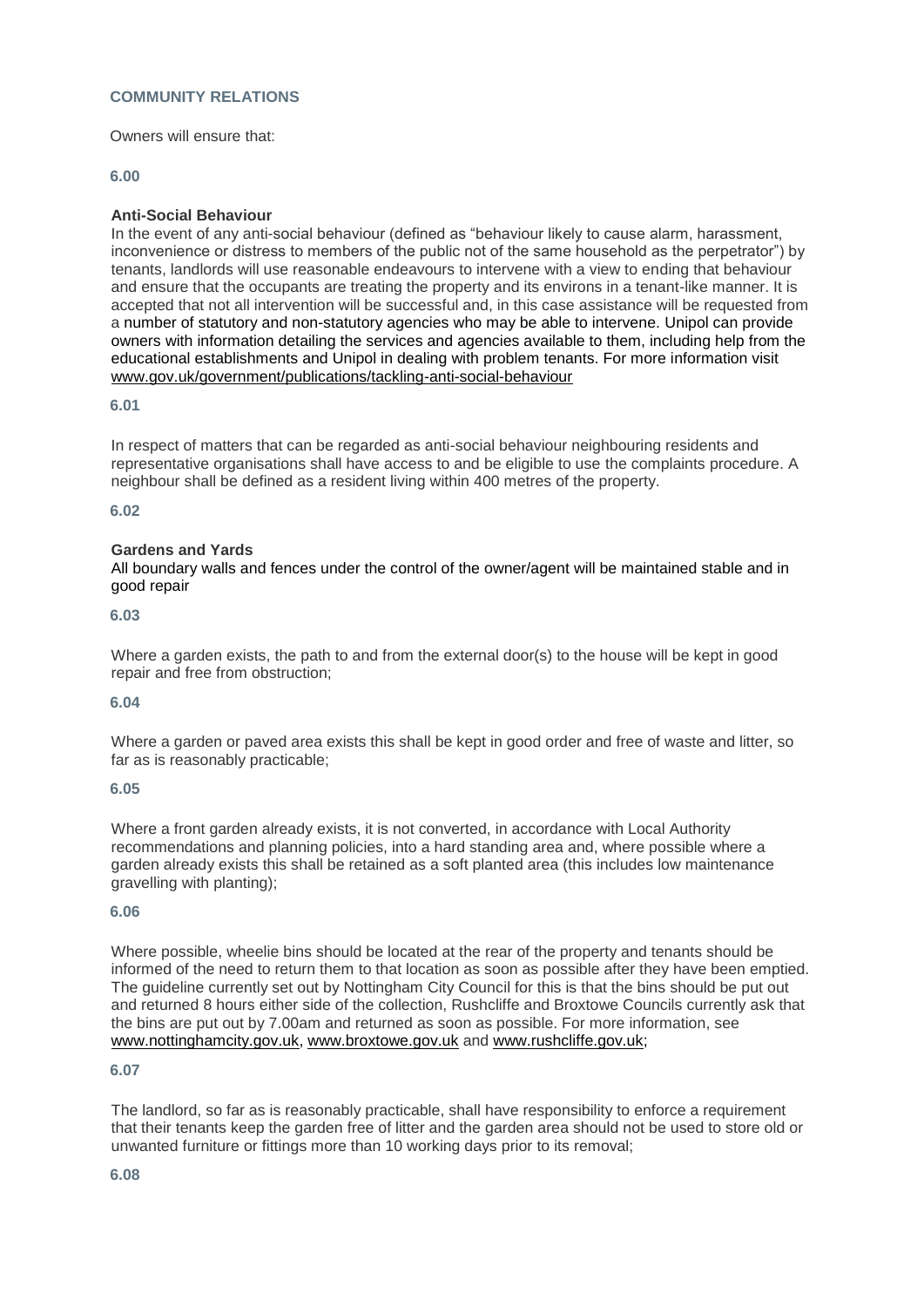## COMMUNITY RELATIONS

Owners will ensure that:

**6.00**

**Anti-Social Behaviour**

In the event of any anti-social behaviour (defined as "behaviour likely to cause alarm, harassment, inconvenience or distress to members of the public not of the same household as the perpetrator") by tenants, landlords will use reasonable endeavours to intervene with a view to ending that behaviour and ensure that the occupants are treating the property and its environs in a tenant-like manner. It is accepted that not all intervention will be successful and, in this case assistance will be requested from a number of statutory and non-statutory agencies who may be able to intervene. Unipol can provide owners with information detailing the services and agencies available to them, including help from the educational establishments and Unipol in dealing with problem tenants. For more information visit www.gov.uk/government/publications/tackling-anti-social-behaviour

**6.01**

In respect of matters that can be regarded as anti-social behaviour neighbouring residents and representative organisations shall have access to and be eligible to use the complaints procedure. A neighbour shall be defined as a resident living within 400 metres of the property.

**6.02**

**Gardens and Yards**

All boundary walls and fences under the control of the owner/agent will be maintained stable and in good repair

**6.03**

Where a garden exists, the path to and from the external door(s) to the house will be kept in good repair and free from obstruction;

**6.04**

Where a garden or paved area exists this shall be kept in good order and free of waste and litter, so far as is reasonably practicable;

**6.05**

Where a front garden already exists, it is not converted, in accordance with Local Authority recommendations and planning policies, into a hard standing area and, where possible where a garden already exists this shall be retained as a soft planted area (this includes low maintenance gravelling with planting);

**6.06**

Where possible, wheelie bins should be located at the rear of the property and tenants should be informed of the need to return them to that location as soon as possible after they have been emptied. The guideline currently set out by Nottingham City Council for this is that the bins should be put out and returned 8 hours either side of the collection, Rushcliffe and Broxtowe Councils currently ask that the bins are put out by 7.00am and returned as soon as possible. For more information, see www.nottinghamcity.gov.uk, www.broxtowe.gov.uk and www.rushcliffe.gov.uk;

**6.07**

The landlord, so far as is reasonably practicable, shall have responsibility to enforce a requirement that their tenants keep the garden free of litter and the garden area should not be used to store old or unwanted furniture or fittings more than 10 working days prior to its removal;

**6.08**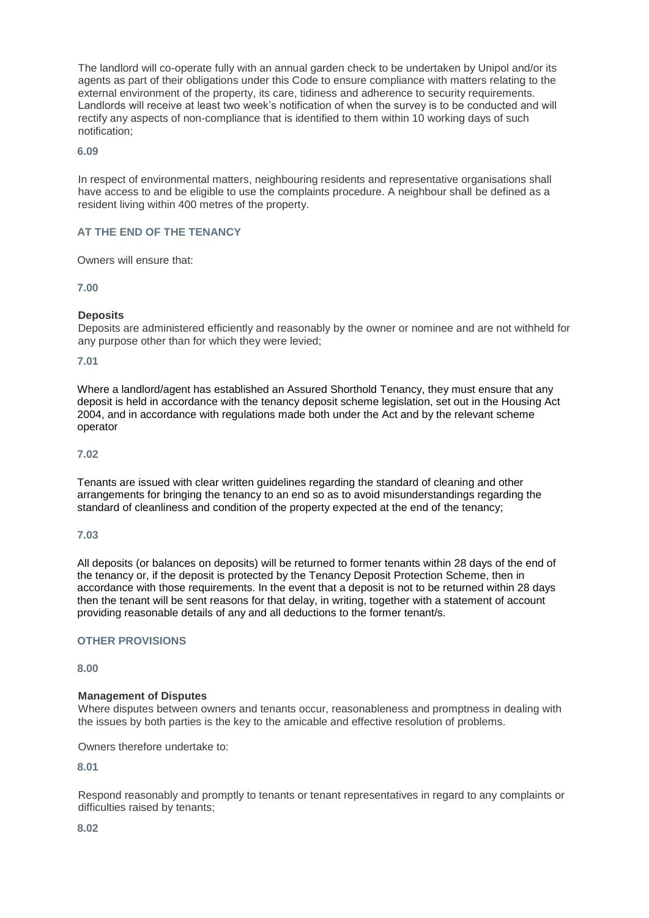The landlord will co-operate fully with an annual garden check to be undertaken by Unipol and/or its agents as part of their obligations under this Code to ensure compliance with matters relating to the external environment of the property, its care, tidiness and adherence to security requirements. Landlords will receive at least two week's notification of when the survey is to be conducted and will rectify any aspects of non-compliance that is identified to them within 10 working days of such notification;

**6.09**

In respect of environmental matters, neighbouring residents and representative organisations shall have access to and be eligible to use the complaints procedure. A neighbour shall be defined as a resident living within 400 metres of the property.

## AT THE END OF THE TENANCY

Owners will ensure that:

**7.00**

**Deposits**

Deposits are administered efficiently and reasonably by the owner or nominee and are not withheld for any purpose other than for which they were levied;

**7.01**

Where a landlord/agent has established an Assured Shorthold Tenancy, they must ensure that any deposit is held in accordance with the tenancy deposit scheme legislation, set out in the Housing Act 2004, and in accordance with regulations made both under the Act and by the relevant scheme operator

**7.02**

Tenants are issued with clear written guidelines regarding the standard of cleaning and other arrangements for bringing the tenancy to an end so as to avoid misunderstandings regarding the standard of cleanliness and condition of the property expected at the end of the tenancy;

**7.03**

All deposits (or balances on deposits) will be returned to former tenants within 28 days of the end of the tenancy or, if the deposit is protected by the Tenancy Deposit Protection Scheme, then in accordance with those requirements. In the event that a deposit is not to be returned within 28 days then the tenant will be sent reasons for that delay, in writing, together with a statement of account providing reasonable details of any and all deductions to the former tenant/s.

## OTHER PROVISIONS

**8.00**

**Management of Disputes**

Where disputes between owners and tenants occur, reasonableness and promptness in dealing with the issues by both parties is the key to the amicable and effective resolution of problems.

Owners therefore undertake to:

**8.01**

Respond reasonably and promptly to tenants or tenant representatives in regard to any complaints or difficulties raised by tenants;

**8.02**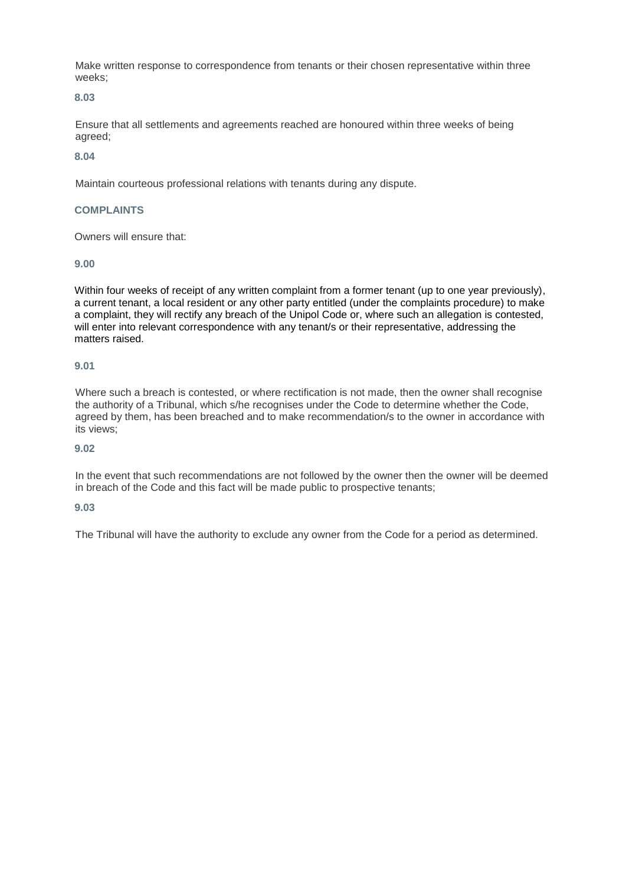Make written response to correspondence from tenants or their chosen representative within three weeks;

**8.03**

Ensure that all settlements and agreements reached are honoured within three weeks of being agreed;

**8.04**

Maintain courteous professional relations with tenants during any dispute.

## COMPLAINTS

Owners will ensure that:

**9.00**

Within four weeks of receipt of any written complaint from a former tenant (up to one year previously), a current tenant, a local resident or any other party entitled (under the complaints procedure) to make a complaint, they will rectify any breach of the Unipol Code or, where such an allegation is contested, will enter into relevant correspondence with any tenant/s or their representative, addressing the matters raised.

**9.01**

Where such a breach is contested, or where rectification is not made, then the owner shall recognise the authority of a Tribunal, which s/he recognises under the Code to determine whether the Code, agreed by them, has been breached and to make recommendation/s to the owner in accordance with its views;

**9.02**

In the event that such recommendations are not followed by the owner then the owner will be deemed in breach of the Code and this fact will be made public to prospective tenants;

**9.03**

The Tribunal will have the authority to exclude any owner from the Code for a period as determined.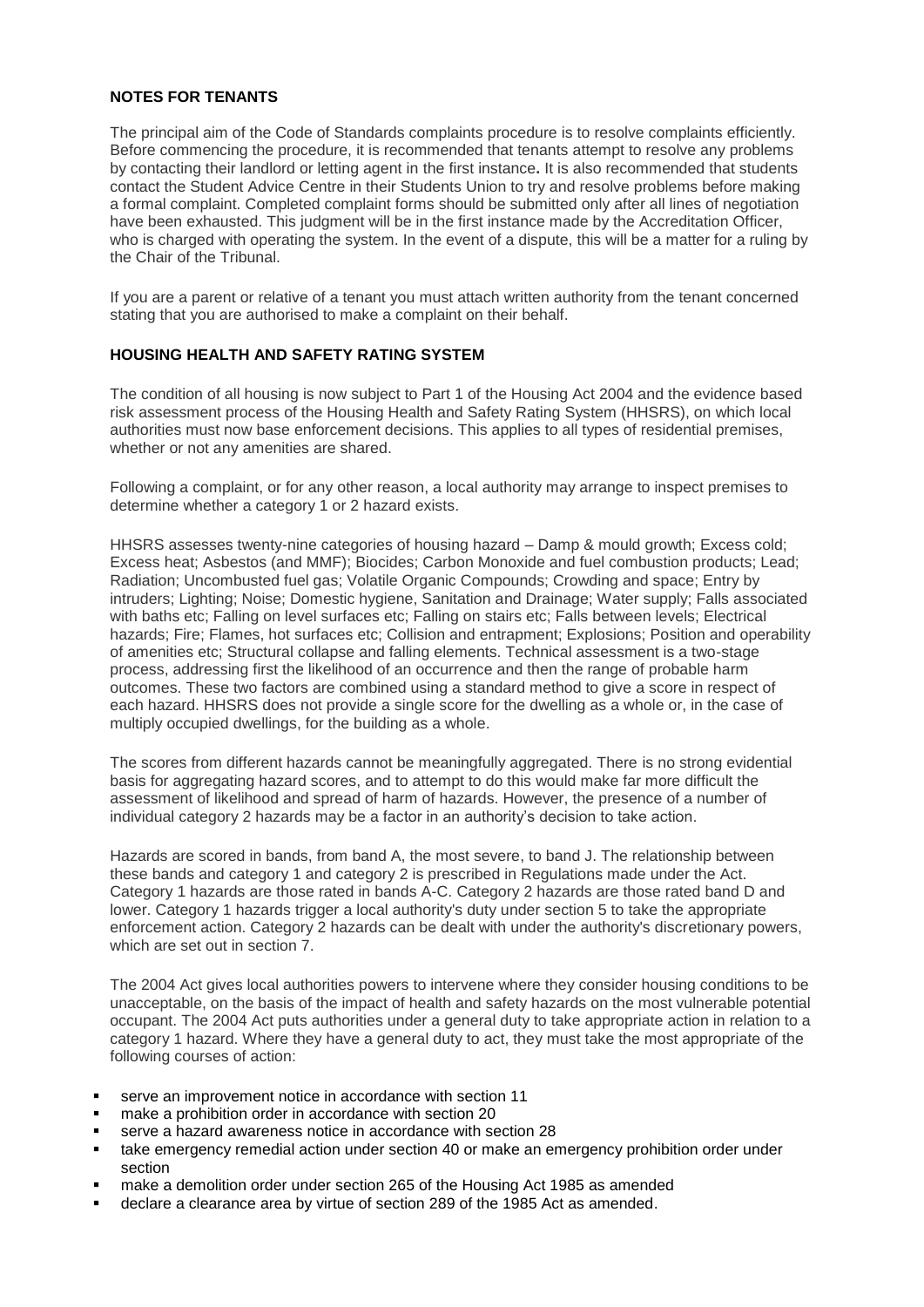**NOTES FOR TENANTS**

The principal aim of the Code of Standards complaints procedure is to resolve complaints efficiently. Before commencing the procedure, it is recommended that tenants attempt to resolve any problems by contacting their landlord or letting agent in the first instance**.** It is also recommended that students contact the Student Advice Centre in their Students Union to try and resolve problems before making a formal complaint. Completed complaint forms should be submitted only after all lines of negotiation have been exhausted. This judgment will be in the first instance made by the Accreditation Officer, who is charged with operating the system. In the event of a dispute, this will be a matter for a ruling by the Chair of the Tribunal.

If you are a parent or relative of a tenant you must attach written authority from the tenant concerned stating that you are authorised to make a complaint on their behalf.

**HOUSING HEALTH AND SAFETY RATING SYSTEM**

The condition of all housing is now subject to Part 1 of the Housing Act 2004 and the evidence based risk assessment process of the Housing Health and Safety Rating System (HHSRS), on which local authorities must now base enforcement decisions. This applies to all types of residential premises, whether or not any amenities are shared.

Following a complaint, or for any other reason, a local authority may arrange to inspect premises to determine whether a category 1 or 2 hazard exists.

HHSRS assesses twenty-nine categories of housing hazard – Damp & mould growth; Excess cold; Excess heat; Asbestos (and MMF); Biocides; Carbon Monoxide and fuel combustion products; Lead; Radiation; Uncombusted fuel gas; Volatile Organic Compounds; Crowding and space; Entry by intruders; Lighting; Noise; Domestic hygiene, Sanitation and Drainage; Water supply; Falls associated with baths etc; Falling on level surfaces etc; Falling on stairs etc; Falls between levels; Electrical hazards; Fire; Flames, hot surfaces etc; Collision and entrapment; Explosions; Position and operability of amenities etc; Structural collapse and falling elements. Technical assessment is a two-stage process, addressing first the likelihood of an occurrence and then the range of probable harm outcomes. These two factors are combined using a standard method to give a score in respect of each hazard. HHSRS does not provide a single score for the dwelling as a whole or, in the case of multiply occupied dwellings, for the building as a whole.

The scores from different hazards cannot be meaningfully aggregated. There is no strong evidential basis for aggregating hazard scores, and to attempt to do this would make far more difficult the assessment of likelihood and spread of harm of hazards. However, the presence of a number of individual category 2 hazards may be a factor in an authority's decision to take action.

Hazards are scored in bands, from band A, the most severe, to band J. The relationship between these bands and category 1 and category 2 is prescribed in Regulations made under the Act. Category 1 hazards are those rated in bands A-C. Category 2 hazards are those rated band D and lower. Category 1 hazards trigger a local authority's duty under section 5 to take the appropriate enforcement action. Category 2 hazards can be dealt with under the authority's discretionary powers, which are set out in section 7.

The 2004 Act gives local authorities powers to intervene where they consider housing conditions to be unacceptable, on the basis of the impact of health and safety hazards on the most vulnerable potential occupant. The 2004 Act puts authorities under a general duty to take appropriate action in relation to a category 1 hazard. Where they have a general duty to act, they must take the most appropriate of the following courses of action:

- serve an improvement notice in accordance with section 11
- make a prohibition order in accordance with section 20
- serve a hazard awareness notice in accordance with section 28
- take emergency remedial action under section 40 or make an emergency prohibition order under section
- make a demolition order under section 265 of the Housing Act 1985 as amended
- declare a clearance area by virtue of section 289 of the 1985 Act as amended.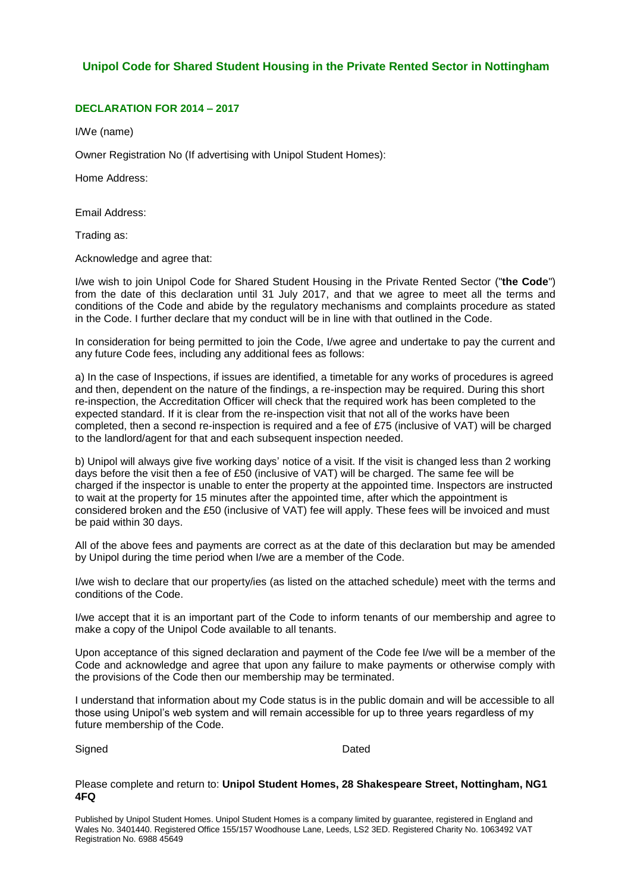## Unipol Code for Shared Student Housing in the Private Rented Sector in Nottingham

### DECLARATION FOR 2014 – 2017

I/We (name)

Owner Registration No (If advertising with Unipol Student Homes):

Home Address:

Email Address:

Trading as:

Acknowledge and agree that:

I/we wish to join Unipol Code for Shared Student Housing in the Private Rented Sector ("**the Code**") from the date of this declaration until 31 July 2017, and that we agree to meet all the terms and conditions of the Code and abide by the regulatory mechanisms and complaints procedure as stated in the Code. I further declare that my conduct will be in line with that outlined in the Code.

In consideration for being permitted to join the Code, I/we agree and undertake to pay the current and any future Code fees, including any additional fees as follows:

a) In the case of Inspections, if issues are identified, a timetable for any works of procedures is agreed and then, dependent on the nature of the findings, a re-inspection may be required. During this short re-inspection, the Accreditation Officer will check that the required work has been completed to the expected standard. If it is clear from the re-inspection visit that not all of the works have been completed, then a second re-inspection is required and a fee of £75 (inclusive of VAT) will be charged to the landlord/agent for that and each subsequent inspection needed.

b) Unipol will always give five working days' notice of a visit. If the visit is changed less than 2 working days before the visit then a fee of £50 (inclusive of VAT) will be charged. The same fee will be charged if the inspector is unable to enter the property at the appointed time. Inspectors are instructed to wait at the property for 15 minutes after the appointed time, after which the appointment is considered broken and the £50 (inclusive of VAT) fee will apply. These fees will be invoiced and must be paid within 30 days.

All of the above fees and payments are correct as at the date of this declaration but may be amended by Unipol during the time period when I/we are a member of the Code.

I/we wish to declare that our property/ies (as listed on the attached schedule) meet with the terms and conditions of the Code.

I/we accept that it is an important part of the Code to inform tenants of our membership and agree to make a copy of the Unipol Code available to all tenants.

Upon acceptance of this signed declaration and payment of the Code fee I/we will be a member of the Code and acknowledge and agree that upon any failure to make payments or otherwise comply with the provisions of the Code then our membership may be terminated.

I understand that information about my Code status is in the public domain and will be accessible to all those using Unipol's web system and will remain accessible for up to three years regardless of my future membership of the Code.

Signed Dated

Please complete and return to: **Unipol Student Homes, 28 Shakespeare Street, Nottingham, NG1 4FQ**

Published by Unipol Student Homes. Unipol Student Homes is a company limited by guarantee, registered in England and Wales No. 3401440. Registered Office 155/157 Woodhouse Lane, Leeds, LS2 3ED. Registered Charity No. 1063492 VAT Registration No. 6988 45649